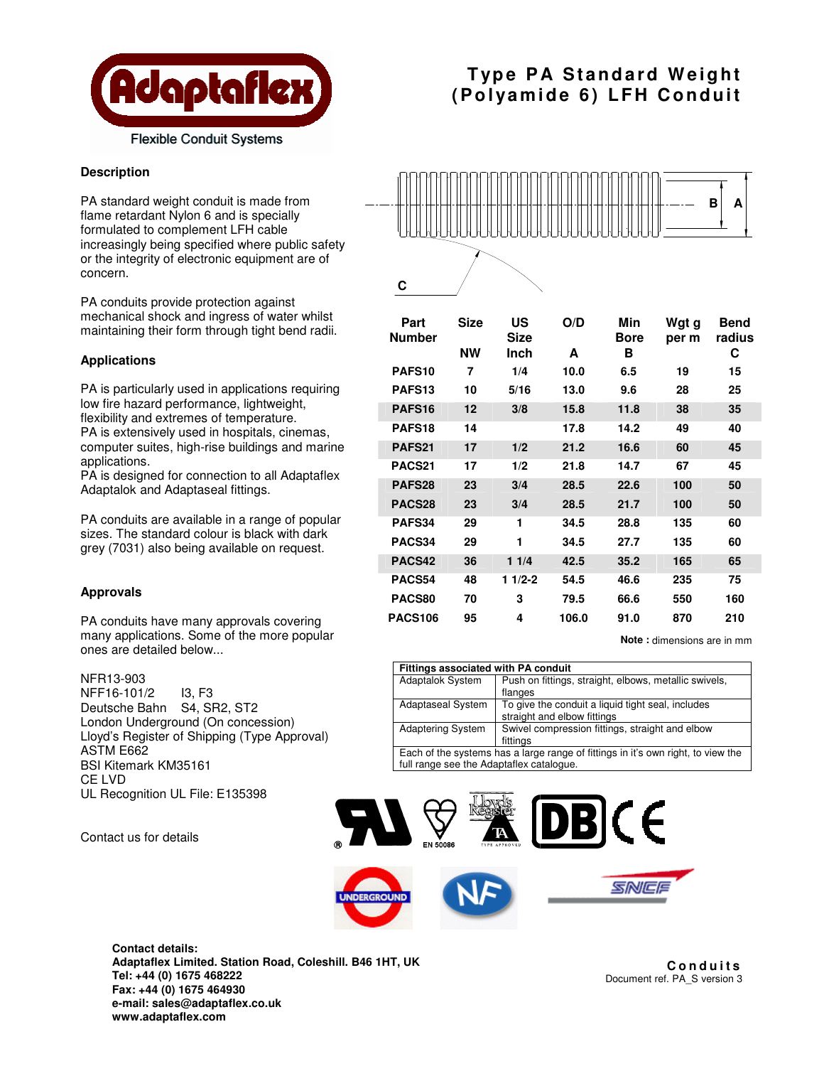Adaptaflex

Flexible Conduit Systems

# Type PA Standard Weight (Polyamide 6) LFH Conduit

## Description

PA standard weight conduit is made from flame retardant Nylon 6 and is specially formulated to complement LFH cable increasingly being specified where public safety or the integrity of electronic equipment are of concern.

PA conduits provide protection against mechanical shock and ingress of water whilst maintaining their form through tight bend radii.

## Applications

PA is particularly used in applications requiring low fire hazard performance, lightweight, flexibility and extremes of temperature.
PA is extensively used in hospitals, cinemas, computer suites, high-rise buildings and marine applications.
PA is designed for connection to all Adaptaflex Adaptalok and Adaptaseal fittings.

PA conduits are available in a range of popular sizes. The standard colour is black with dark grey (7031) also being available on request.

## Approvals

PA conduits have many approvals covering many applications. Some of the more popular ones are detailed below...

NFR13-903
NFF16-101/2 I3, F3
Deutsche Bahn S4, SR2, ST2
London Underground (On concession)
Lloyd's Register of Shipping (Type Approval)
ASTM E662
BSI Kitemark KM35161
CE LVD
UL Recognition UL File: E135398

Contact us for details

B A

C

| Part Number | Size NW | US Size Inch | O/D A | Min Bore B | Wgt g per m | Bend radius C |
|---|---|---|---|---|---|---|
| PAFS10 | 7 | 1/4 | 10.0 | 6.5 | 19 | 15 |
| PAFS13 | 10 | 5/16 | 13.0 | 9.6 | 28 | 25 |
| PAFS16 | 12 | 3/8 | 15.8 | 11.8 | 38 | 35 |
| PAFS18 | 14 | | 17.8 | 14.2 | 49 | 40 |
| PAFS21 | 17 | 1/2 | 21.2 | 16.6 | 60 | 45 |
| PACS21 | 17 | 1/2 | 21.8 | 14.7 | 67 | 45 |
| PAFS28 | 23 | 3/4 | 28.5 | 22.6 | 100 | 50 |
| PACS28 | 23 | 3/4 | 28.5 | 21.7 | 100 | 50 |
| PAFS34 | 29 | 1 | 34.5 | 28.8 | 135 | 60 |
| PACS34 | 29 | 1 | 34.5 | 27.7 | 135 | 60 |
| PACS42 | 36 | 1 1/4 | 42.5 | 35.2 | 165 | 65 |
| PACS54 | 48 | 1 1/2-2 | 54.5 | 46.6 | 235 | 75 |
| PACS80 | 70 | 3 | 79.5 | 66.6 | 550 | 160 |
| PACS106 | 95 | 4 | 106.0 | 91.0 | 870 | 210 |

**Note :** dimensions are in mm

| Fittings associated with PA conduit | |
|---|---|
| Adaptalok System | Push on fittings, straight, elbows, metallic swivels, flanges |
| Adaptaseal System | To give the conduit a liquid tight seal, includes straight and elbow fittings |
| Adaptering System | Swivel compression fittings, straight and elbow fittings |
| Each of the systems has a large range of fittings in it's own right, to view the full range see the Adaptaflex catalogue. | |

EN 50086

**Contact details:**
**Adaptaflex Limited. Station Road, Coleshill. B46 1HT, UK**
**Tel: +44 (0) 1675 468222**
**Fax: +44 (0) 1675 464930**
**e-mail: sales@adaptaflex.co.uk**
**www.adaptaflex.com**

**Conduits**
Document ref. PA_S version 3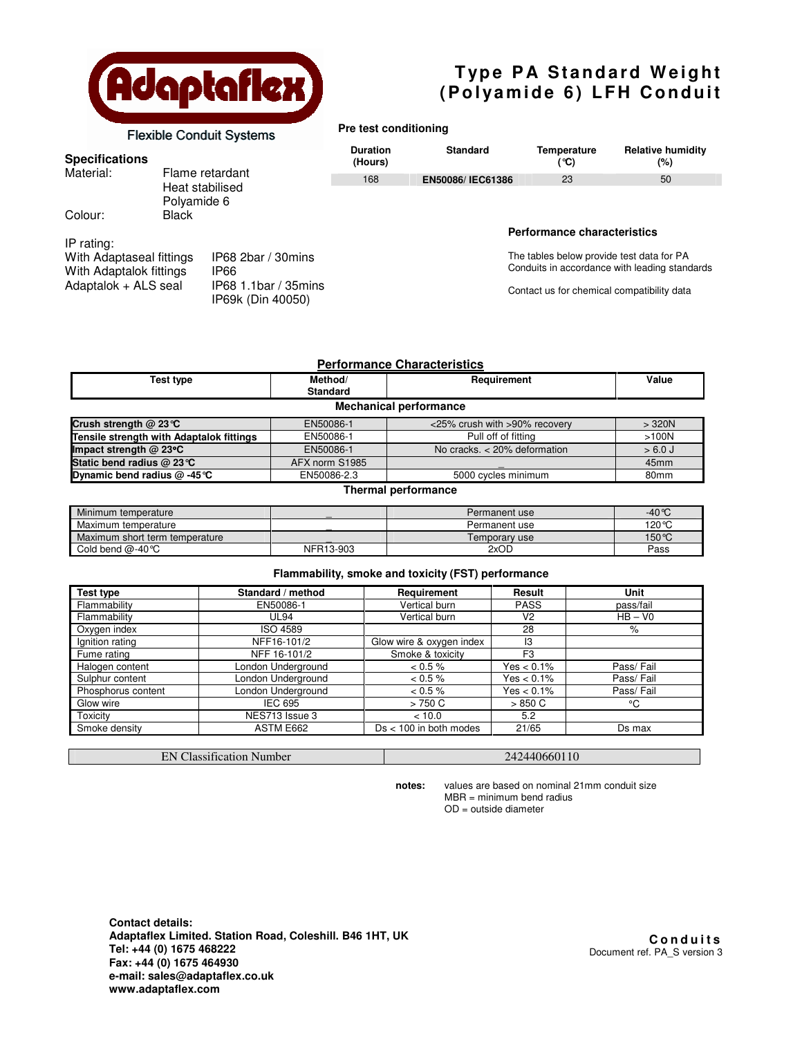# Type PA Standard Weight (Polyamide 6) LFH Conduit

Adaptaflex

Flexible Conduit Systems

### Specifications

Material: Flame retardant Heat stabilised Polyamide 6

Colour: Black

IP rating:

| | |
|---|---|
| With Adaptaseal fittings | IP68 2bar / 30mins |
| With Adaptalok fittings | IP66 |
| Adaptalok + ALS seal | IP68 1.1bar / 35mins IP69k (Din 40050) |

### Pre test conditioning

| Duration (Hours) | Standard | Temperature (°C) | Relative humidity (%) |
|---|---|---|---|
| 168 | EN50086/ IEC61386 | 23 | 50 |

### Performance characteristics

The tables below provide test data for PA Conduits in accordance with leading standards

Contact us for chemical compatibility data

## Performance Characteristics

| Test type | Method/ Standard | Requirement | Value |
|---|---|---|---|
| **Mechanical performance** | | | |
| **Crush strength @ 23°C** | EN50086-1 | <25% crush with >90% recovery | > 320N |
| **Tensile strength with Adaptalok fittings** | EN50086-1 | Pull off of fitting | >100N |
| **Impact strength @ 23°C** | EN50086-1 | No cracks. < 20% deformation | > 6.0 J |
| **Static bend radius @ 23°C** | AFX norm S1985 | _ | 45mm |
| **Dynamic bend radius @ -45°C** | EN50086-2.3 | 5000 cycles minimum | 80mm |
| **Thermal performance** | | | |
| Minimum temperature | _ | Permanent use | -40°C |
| Maximum temperature | _ | Permanent use | 120°C |
| Maximum short term temperature | _ | Temporary use | 150°C |
| Cold bend @-40°C | NFR13-903 | 2xOD | Pass |

### Flammability, smoke and toxicity (FST) performance

| Test type | Standard / method | Requirement | Result | Unit |
|---|---|---|---|---|
| Flammability | EN50086-1 | Vertical burn | PASS | pass/fail |
| Flammability | UL94 | Vertical burn | V2 | HB – V0 |
| Oxygen index | ISO 4589 | | 28 | % |
| Ignition rating | NFF16-101/2 | Glow wire & oxygen index | I3 | |
| Fume rating | NFF 16-101/2 | Smoke & toxicity | F3 | |
| Halogen content | London Underground | < 0.5 % | Yes < 0.1% | Pass/ Fail |
| Sulphur content | London Underground | < 0.5 % | Yes < 0.1% | Pass/ Fail |
| Phosphorus content | London Underground | < 0.5 % | Yes < 0.1% | Pass/ Fail |
| Glow wire | IEC 695 | > 750 C | > 850 C | °C |
| Toxicity | NES713 Issue 3 | < 10.0 | 5.2 | |
| Smoke density | ASTM E662 | Ds < 100 in both modes | 21/65 | Ds max |

| | |
|---|---|
| EN Classification Number | 242440660110 |

**notes:** values are based on nominal 21mm conduit size
MBR = minimum bend radius
OD = outside diameter

**Contact details:**
**Adaptaflex Limited. Station Road, Coleshill. B46 1HT, UK**
**Tel: +44 (0) 1675 468222**
**Fax: +44 (0) 1675 464930**
**e-mail: sales@adaptaflex.co.uk**
**www.adaptaflex.com**

**Conduits**
Document ref. PA_S version 3